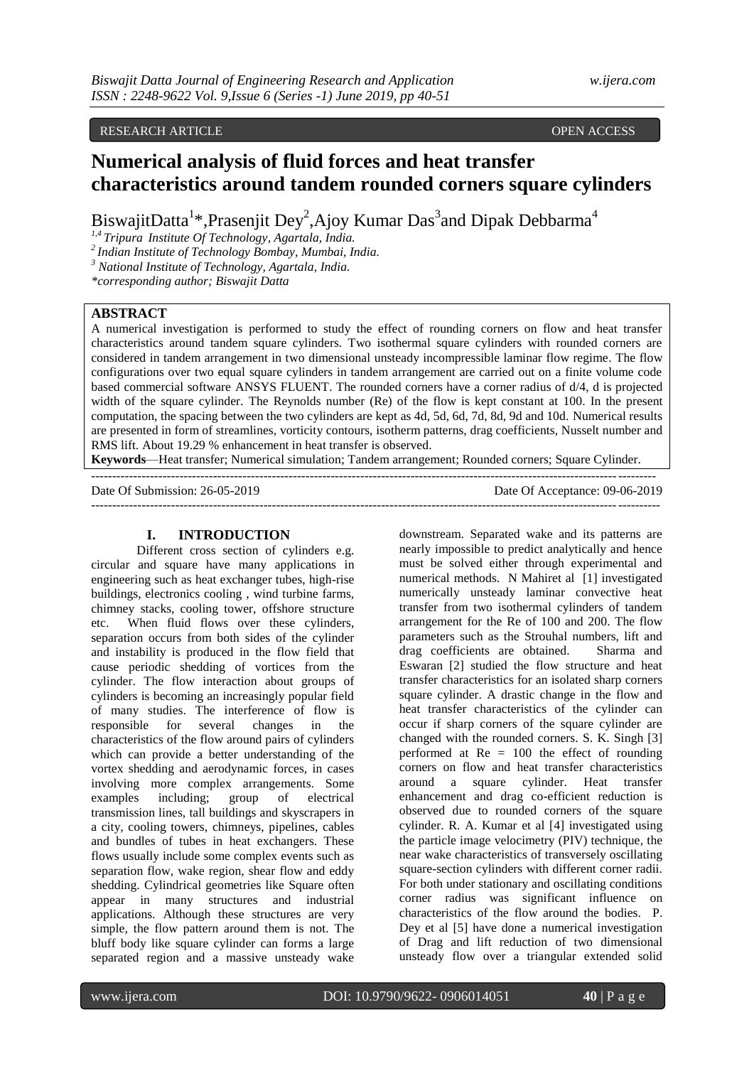RESEARCH ARTICLE OPEN ACCESS

# Numerical analysis of fluid forces and heat transfer characteristics around tandem rounded corners square cylinders

BiswajitDatta[1]*,Prasenjit Dey[2],Ajoy Kumar Das[3]and Dipak Debbarma[4]

[1,4] Tripura Institute Of Technology, Agartala, India.
[2] Indian Institute of Technology Bombay, Mumbai, India.
[3] National Institute of Technology, Agartala, India.
*corresponding author; Biswajit Datta

## ABSTRACT

A numerical investigation is performed to study the effect of rounding corners on flow and heat transfer characteristics around tandem square cylinders. Two isothermal square cylinders with rounded corners are considered in tandem arrangement in two dimensional unsteady incompressible laminar flow regime. The flow configurations over two equal square cylinders in tandem arrangement are carried out on a finite volume code based commercial software ANSYS FLUENT. The rounded corners have a corner radius of d/4, d is projected width of the square cylinder. The Reynolds number (Re) of the flow is kept constant at 100. In the present computation, the spacing between the two cylinders are kept as 4d, 5d, 6d, 7d, 8d, 9d and 10d. Numerical results are presented in form of streamlines, vorticity contours, isotherm patterns, drag coefficients, Nusselt number and RMS lift. About 19.29 % enhancement in heat transfer is observed.

**Keywords**—Heat transfer; Numerical simulation; Tandem arrangement; Rounded corners; Square Cylinder.

---

Date Of Submission: 26-05-2019 Date Of Acceptance: 09-06-2019

---

## I. INTRODUCTION

Different cross section of cylinders e.g. circular and square have many applications in engineering such as heat exchanger tubes, high-rise buildings, electronics cooling , wind turbine farms, chimney stacks, cooling tower, offshore structure etc. When fluid flows over these cylinders, separation occurs from both sides of the cylinder and instability is produced in the flow field that cause periodic shedding of vortices from the cylinder. The flow interaction about groups of cylinders is becoming an increasingly popular field of many studies. The interference of flow is responsible for several changes in the characteristics of the flow around pairs of cylinders which can provide a better understanding of the vortex shedding and aerodynamic forces, in cases involving more complex arrangements. Some examples including; group of electrical transmission lines, tall buildings and skyscrapers in a city, cooling towers, chimneys, pipelines, cables and bundles of tubes in heat exchangers. These flows usually include some complex events such as separation flow, wake region, shear flow and eddy shedding. Cylindrical geometries like Square often appear in many structures and industrial applications. Although these structures are very simple, the flow pattern around them is not. The bluff body like square cylinder can forms a large separated region and a massive unsteady wake downstream. Separated wake and its patterns are nearly impossible to predict analytically and hence must be solved either through experimental and numerical methods. N Mahiret al [1] investigated numerically unsteady laminar convective heat transfer from two isothermal cylinders of tandem arrangement for the Re of 100 and 200. The flow parameters such as the Strouhal numbers, lift and drag coefficients are obtained. Sharma and Eswaran [2] studied the flow structure and heat transfer characteristics for an isolated sharp corners square cylinder. A drastic change in the flow and heat transfer characteristics of the cylinder can occur if sharp corners of the square cylinder are changed with the rounded corners. S. K. Singh [3] performed at Re = 100 the effect of rounding corners on flow and heat transfer characteristics around a square cylinder. Heat transfer enhancement and drag co-efficient reduction is observed due to rounded corners of the square cylinder. R. A. Kumar et al [4] investigated using the particle image velocimetry (PIV) technique, the near wake characteristics of transversely oscillating square-section cylinders with different corner radii. For both under stationary and oscillating conditions corner radius was significant influence on characteristics of the flow around the bodies. P. Dey et al [5] have done a numerical investigation of Drag and lift reduction of two dimensional unsteady flow over a triangular extended solid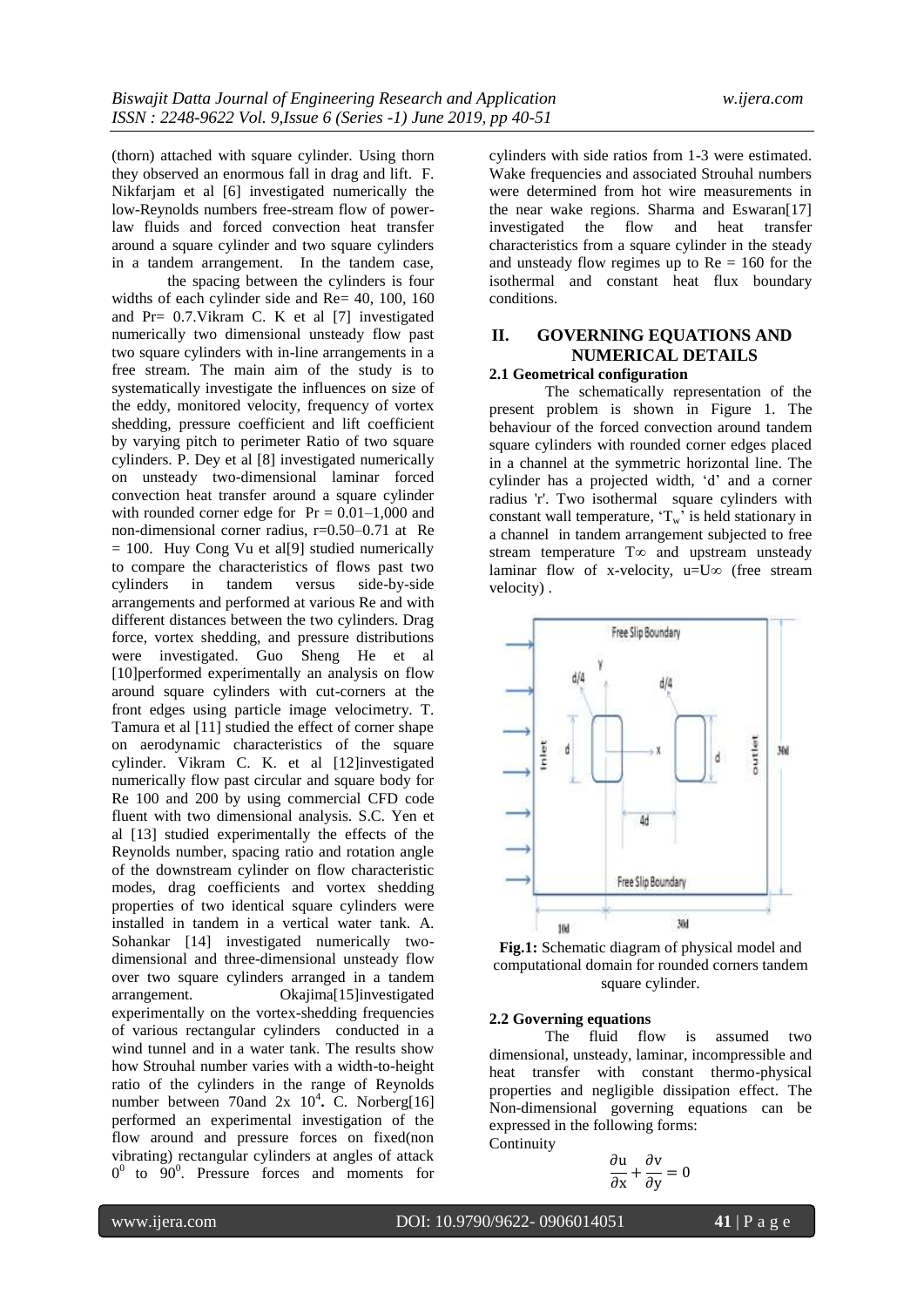(thorn) attached with square cylinder. Using thorn they observed an enormous fall in drag and lift. F. Nikfarjam et al [6] investigated numerically the low-Reynolds numbers free-stream flow of power-law fluids and forced convection heat transfer around a square cylinder and two square cylinders in a tandem arrangement. In the tandem case, the spacing between the cylinders is four widths of each cylinder side and Re= 40, 100, 160 and Pr= 0.7.Vikram C. K et al [7] investigated numerically two dimensional unsteady flow past two square cylinders with in-line arrangements in a free stream. The main aim of the study is to systematically investigate the influences on size of the eddy, monitored velocity, frequency of vortex shedding, pressure coefficient and lift coefficient by varying pitch to perimeter Ratio of two square cylinders. P. Dey et al [8] investigated numerically on unsteady two-dimensional laminar forced convection heat transfer around a square cylinder with rounded corner edge for Pr = 0.01–1,000 and non-dimensional corner radius, r=0.50–0.71 at Re = 100. Huy Cong Vu et al[9] studied numerically to compare the characteristics of flows past two cylinders in tandem versus side-by-side arrangements and performed at various Re and with different distances between the two cylinders. Drag force, vortex shedding, and pressure distributions were investigated. Guo Sheng He et al [10]performed experimentally an analysis on flow around square cylinders with cut-corners at the front edges using particle image velocimetry. T. Tamura et al [11] studied the effect of corner shape on aerodynamic characteristics of the square cylinder. Vikram C. K. et al [12]investigated numerically flow past circular and square body for Re 100 and 200 by using commercial CFD code fluent with two dimensional analysis. S.C. Yen et al [13] studied experimentally the effects of the Reynolds number, spacing ratio and rotation angle of the downstream cylinder on flow characteristic modes, drag coefficients and vortex shedding properties of two identical square cylinders were installed in tandem in a vertical water tank. A. Sohankar [14] investigated numerically two-dimensional and three-dimensional unsteady flow over two square cylinders arranged in a tandem arrangement. Okajima[15]investigated experimentally on the vortex-shedding frequencies of various rectangular cylinders conducted in a wind tunnel and in a water tank. The results show how Strouhal number varies with a width-to-height ratio of the cylinders in the range of Reynolds number between 70and 2x $10^4$. C. Norberg[16] performed an experimental investigation of the flow around and pressure forces on fixed(non vibrating) rectangular cylinders at angles of attack $0^0$ to $90^0$. Pressure forces and moments for cylinders with side ratios from 1-3 were estimated. Wake frequencies and associated Strouhal numbers were determined from hot wire measurements in the near wake regions. Sharma and Eswaran[17] investigated the flow and heat transfer characteristics from a square cylinder in the steady and unsteady flow regimes up to Re = 160 for the isothermal and constant heat flux boundary conditions.

## II. GOVERNING EQUATIONS AND NUMERICAL DETAILS

### 2.1 Geometrical configuration

The schematically representation of the present problem is shown in Figure 1. The behaviour of the forced convection around tandem square cylinders with rounded corner edges placed in a channel at the symmetric horizontal line. The cylinder has a projected width, 'd' and a corner radius 'r'. Two isothermal square cylinders with constant wall temperature, '$T_w$' is held stationary in a channel in tandem arrangement subjected to free stream temperature $T\infty$ and upstream unsteady laminar flow of x-velocity, $u=U\infty$ (free stream velocity) .

**Fig.1:** Schematic diagram of physical model and computational domain for rounded corners tandem square cylinder.

### 2.2 Governing equations

The fluid flow is assumed two dimensional, unsteady, laminar, incompressible and heat transfer with constant thermo-physical properties and negligible dissipation effect. The Non-dimensional governing equations can be expressed in the following forms:

Continuity

$$\frac{\partial u}{\partial x} + \frac{\partial v}{\partial y} = 0$$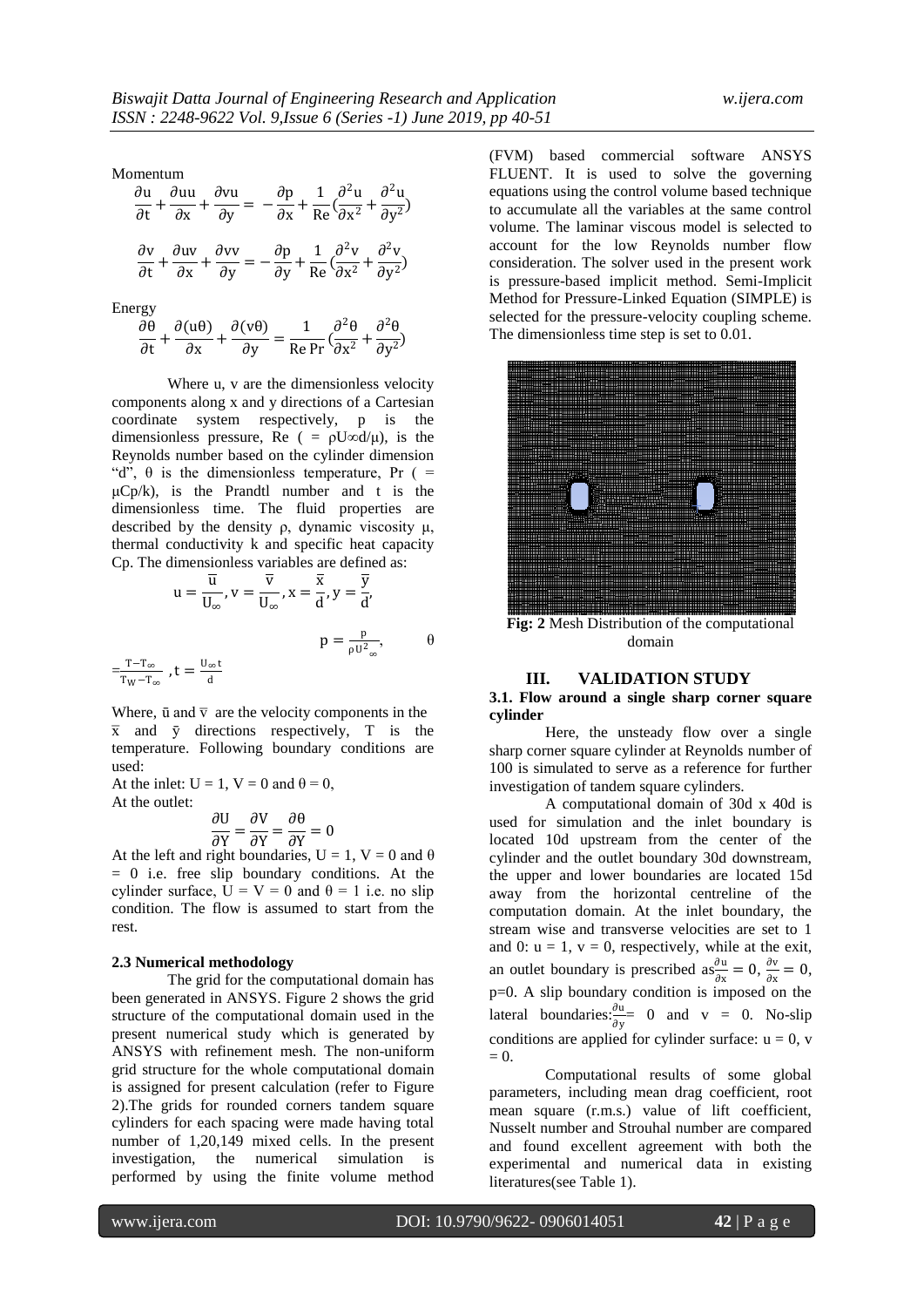Momentum

$$\frac{\partial u}{\partial t}+\frac{\partial uu}{\partial x}+\frac{\partial vu}{\partial y}= -\frac{\partial p}{\partial x}+\frac{1}{Re}(\frac{\partial^2 u}{\partial x^2}+\frac{\partial^2 u}{\partial y^2})$$

$$\frac{\partial v}{\partial t}+\frac{\partial uv}{\partial x}+\frac{\partial vv}{\partial y}= -\frac{\partial p}{\partial y}+\frac{1}{Re}(\frac{\partial^2 v}{\partial x^2}+\frac{\partial^2 v}{\partial y^2})$$

Energy

$$\frac{\partial \theta}{\partial t}+\frac{\partial (u\theta)}{\partial x}+\frac{\partial (v\theta)}{\partial y}= \frac{1}{Re\,Pr}(\frac{\partial^2 \theta}{\partial x^2}+\frac{\partial^2 \theta}{\partial y^2})$$

Where u, v are the dimensionless velocity components along x and y directions of a Cartesian coordinate system respectively, p is the dimensionless pressure, Re ( = $\rho U_\infty d/\mu$), is the Reynolds number based on the cylinder dimension "d", θ is the dimensionless temperature, Pr ( = $\mu C_p/k$), is the Prandtl number and t is the dimensionless time. The fluid properties are described by the density ρ, dynamic viscosity μ, thermal conductivity k and specific heat capacity Cp. The dimensionless variables are defined as:

$$u=\frac{\bar{u}}{U_\infty}, v=\frac{\bar{v}}{U_\infty}, x=\frac{\bar{x}}{d}, y=\frac{\bar{y}}{d},$$

$$p=\frac{p}{\rho U^2_\infty}, \quad \theta=\frac{T-T_\infty}{T_W-T_\infty}, t=\frac{U_\infty t}{d}$$

Where, $\bar{u}$ and $\bar{v}$ are the velocity components in the $\bar{x}$ and $\bar{y}$ directions respectively, T is the temperature. Following boundary conditions are used:

At the inlet: U = 1, V = 0 and θ = 0,

At the outlet:

$$\frac{\partial U}{\partial Y}=\frac{\partial V}{\partial Y}=\frac{\partial \theta}{\partial Y}=0$$

At the left and right boundaries, U = 1, V = 0 and θ = 0 i.e. free slip boundary conditions. At the cylinder surface, U = V = 0 and θ = 1 i.e. no slip condition. The flow is assumed to start from the rest.

### 2.3 Numerical methodology

The grid for the computational domain has been generated in ANSYS. Figure 2 shows the grid structure of the computational domain used in the present numerical study which is generated by ANSYS with refinement mesh. The non-uniform grid structure for the whole computational domain is assigned for present calculation (refer to Figure 2).The grids for rounded corners tandem square cylinders for each spacing were made having total number of 1,20,149 mixed cells. In the present investigation, the numerical simulation is performed by using the finite volume method (FVM) based commercial software ANSYS FLUENT. It is used to solve the governing equations using the control volume based technique to accumulate all the variables at the same control volume. The laminar viscous model is selected to account for the low Reynolds number flow consideration. The solver used in the present work is pressure-based implicit method. Semi-Implicit Method for Pressure-Linked Equation (SIMPLE) is selected for the pressure-velocity coupling scheme. The dimensionless time step is set to 0.01.

**Fig: 2** Mesh Distribution of the computational domain

## III. VALIDATION STUDY

### 3.1. Flow around a single sharp corner square cylinder

Here, the unsteady flow over a single sharp corner square cylinder at Reynolds number of 100 is simulated to serve as a reference for further investigation of tandem square cylinders.

A computational domain of 30d x 40d is used for simulation and the inlet boundary is located 10d upstream from the center of the cylinder and the outlet boundary 30d downstream, the upper and lower boundaries are located 15d away from the horizontal centreline of the computation domain. At the inlet boundary, the stream wise and transverse velocities are set to 1 and 0: u = 1, v = 0, respectively, while at the exit, an outlet boundary is prescribed as $\frac{\partial u}{\partial x}=0$, $\frac{\partial v}{\partial x}=0$, p=0. A slip boundary condition is imposed on the lateral boundaries: $\frac{\partial u}{\partial y}=0$ and v = 0. No-slip conditions are applied for cylinder surface: u = 0, v = 0.

Computational results of some global parameters, including mean drag coefficient, root mean square (r.m.s.) value of lift coefficient, Nusselt number and Strouhal number are compared and found excellent agreement with both the experimental and numerical data in existing literatures(see Table 1).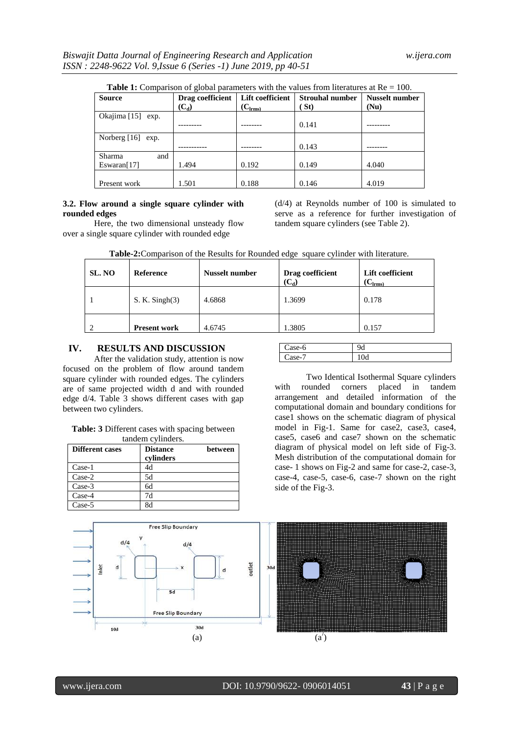**Table 1:** Comparison of global parameters with the values from literatures at Re = 100.

| Source | Drag coefficient ($C_d$) | Lift coefficient ($C_{lrms}$) | Strouhal number (St) | Nusselt number (Nu) |
|---|---|---|---|---|
| Okajima [15] exp. | --------- | -------- | 0.141 | --------- |
| Norberg [16] exp. | ----------- | -------- | 0.143 | -------- |
| Sharma and Eswaran[17] | 1.494 | 0.192 | 0.149 | 4.040 |
| Present work | 1.501 | 0.188 | 0.146 | 4.019 |

**3.2. Flow around a single square cylinder with rounded edges**

Here, the two dimensional unsteady flow over a single square cylinder with rounded edge (d/4) at Reynolds number of 100 is simulated to serve as a reference for further investigation of tandem square cylinders (see Table 2).

**Table-2:** Comparison of the Results for Rounded edge square cylinder with literature.

| SL. NO | Reference | Nusselt number | Drag coefficient ($C_d$) | Lift coefficient ($C_{lrms}$) |
|---|---|---|---|---|
| 1 | S. K. Singh(3) | 4.6868 | 1.3699 | 0.178 |
| 2 | **Present work** | 4.6745 | 1.3805 | 0.157 |

## IV. RESULTS AND DISCUSSION

After the validation study, attention is now focused on the problem of flow around tandem square cylinder with rounded edges. The cylinders are of same projected width d and with rounded edge d/4. Table 3 shows different cases with gap between two cylinders.

**Table: 3** Different cases with spacing between tandem cylinders.

| Different cases | Distance between cylinders |
|---|---|
| Case-1 | 4d |
| Case-2 | 5d |
| Case-3 | 6d |
| Case-4 | 7d |
| Case-5 | 8d |
| Case-6 | 9d |
| Case-7 | 10d |

Two Identical Isothermal Square cylinders with rounded corners placed in tandem arrangement and detailed information of the computational domain and boundary conditions for case1 shows on the schematic diagram of physical model in Fig-1. Same for case2, case3, case4, case5, case6 and case7 shown on the schematic diagram of physical model on left side of Fig-3. Mesh distribution of the computational domain for case- 1 shows on Fig-2 and same for case-2, case-3, case-4, case-5, case-6, case-7 shown on the right side of the Fig-3.

(a) (a')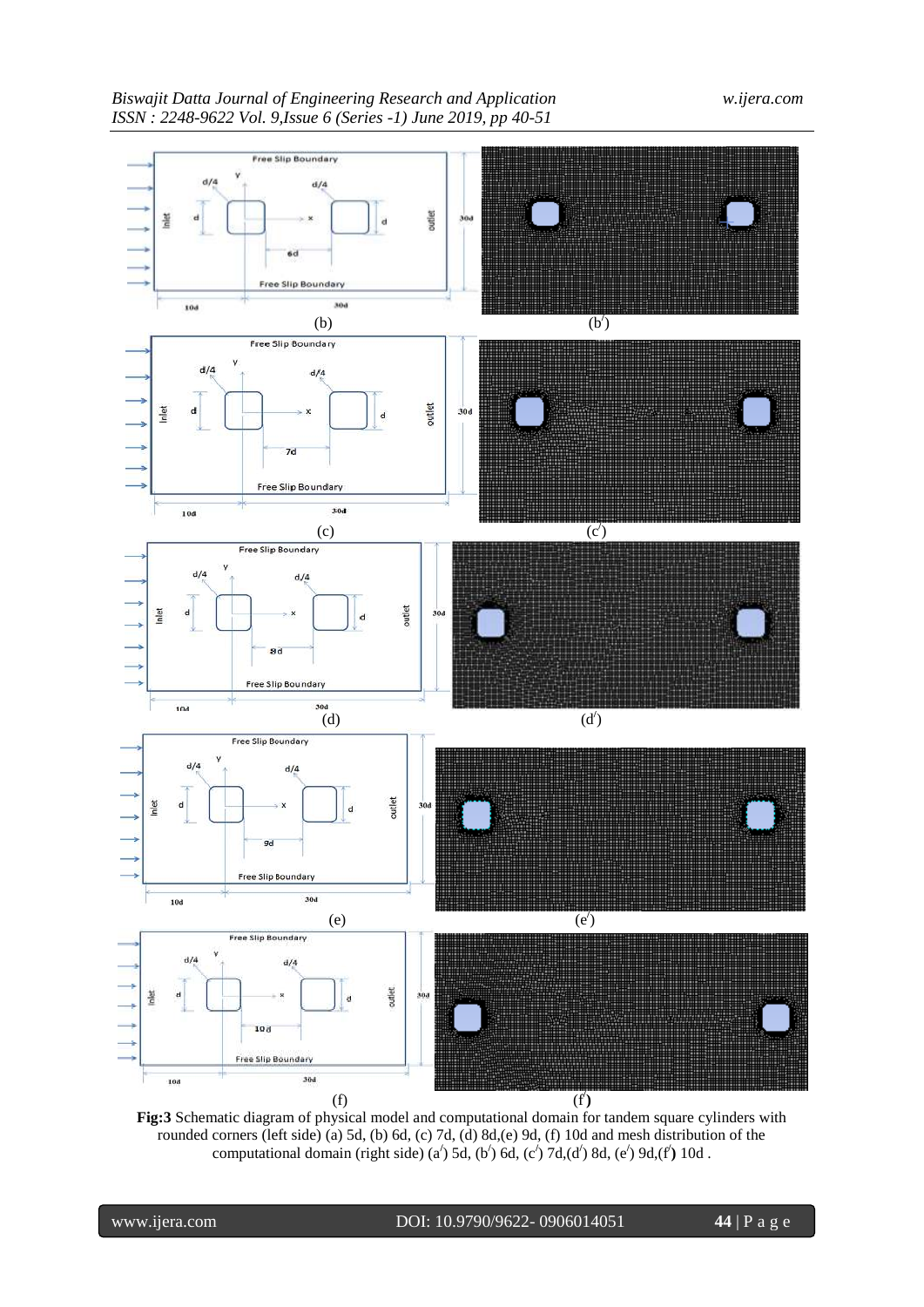Fig:3 Schematic diagram of physical model and computational domain for tandem square cylinders with rounded corners (left side) (a) 5d, (b) 6d, (c) 7d, (d) 8d,(e) 9d, (f) 10d and mesh distribution of the computational domain (right side) (a′) 5d, (b′) 6d, (c′) 7d,(d′) 8d, (e′) 9d,(f′**)** 10d .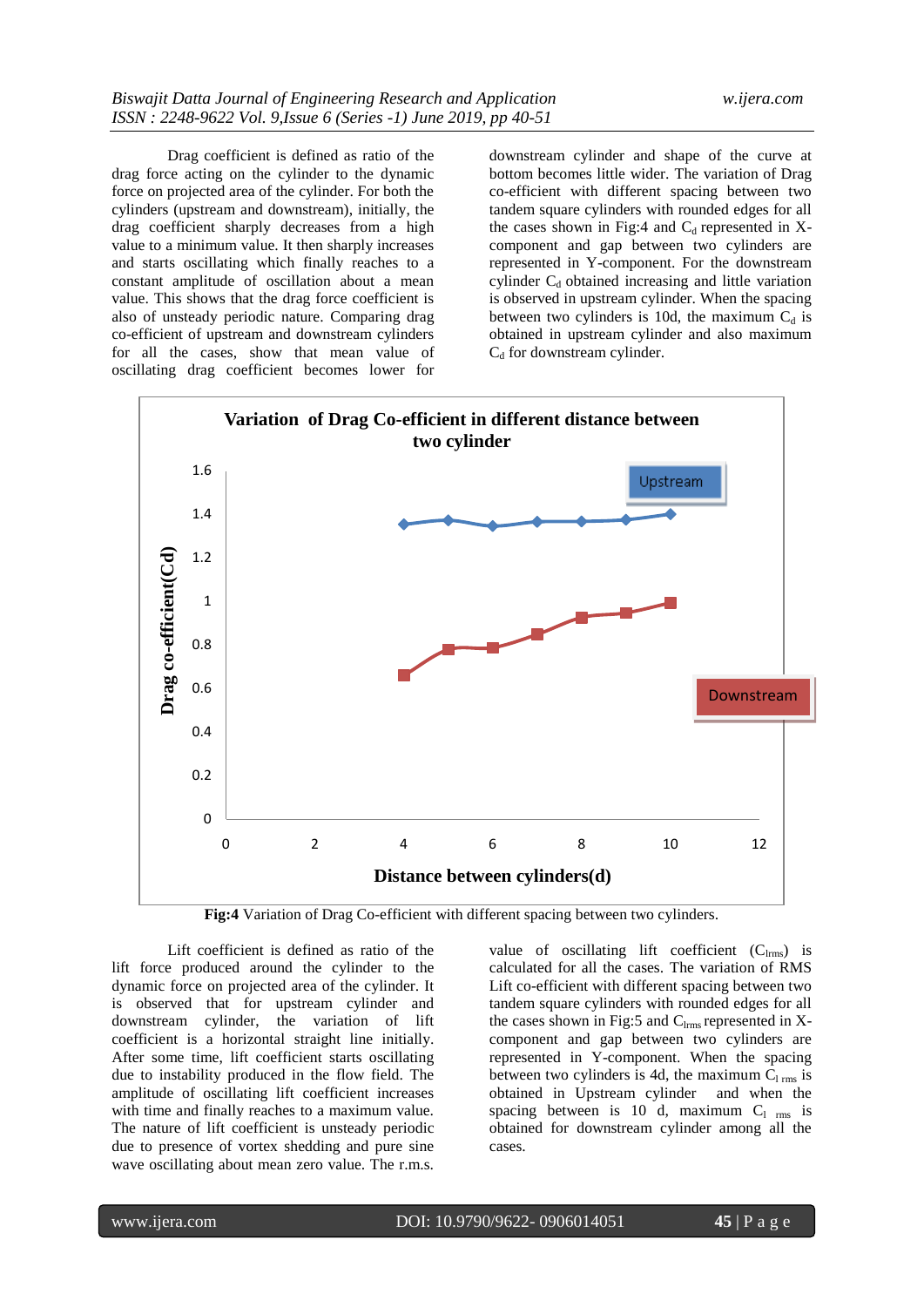Drag coefficient is defined as ratio of the drag force acting on the cylinder to the dynamic force on projected area of the cylinder. For both the cylinders (upstream and downstream), initially, the drag coefficient sharply decreases from a high value to a minimum value. It then sharply increases and starts oscillating which finally reaches to a constant amplitude of oscillation about a mean value. This shows that the drag force coefficient is also of unsteady periodic nature. Comparing drag co-efficient of upstream and downstream cylinders for all the cases, show that mean value of oscillating drag coefficient becomes lower for downstream cylinder and shape of the curve at bottom becomes little wider. The variation of Drag co-efficient with different spacing between two tandem square cylinders with rounded edges for all the cases shown in Fig:4 and $C_d$ represented in X-component and gap between two cylinders are represented in Y-component. For the downstream cylinder $C_d$ obtained increasing and little variation is observed in upstream cylinder. When the spacing between two cylinders is 10d, the maximum $C_d$ is obtained in upstream cylinder and also maximum $C_d$ for downstream cylinder.

**Fig:4** Variation of Drag Co-efficient with different spacing between two cylinders.

Lift coefficient is defined as ratio of the lift force produced around the cylinder to the dynamic force on projected area of the cylinder. It is observed that for upstream cylinder and downstream cylinder, the variation of lift coefficient is a horizontal straight line initially. After some time, lift coefficient starts oscillating due to instability produced in the flow field. The amplitude of oscillating lift coefficient increases with time and finally reaches to a maximum value. The nature of lift coefficient is unsteady periodic due to presence of vortex shedding and pure sine wave oscillating about mean zero value. The r.m.s. value of oscillating lift coefficient ($C_{lrms}$) is calculated for all the cases. The variation of RMS Lift co-efficient with different spacing between two tandem square cylinders with rounded edges for all the cases shown in Fig:5 and $C_{lrms}$ represented in X-component and gap between two cylinders are represented in Y-component. When the spacing between two cylinders is 4d, the maximum $C_{l\ rms}$ is obtained in Upstream cylinder and when the spacing between is 10 d, maximum $C_{l\ rms}$ is obtained for downstream cylinder among all the cases.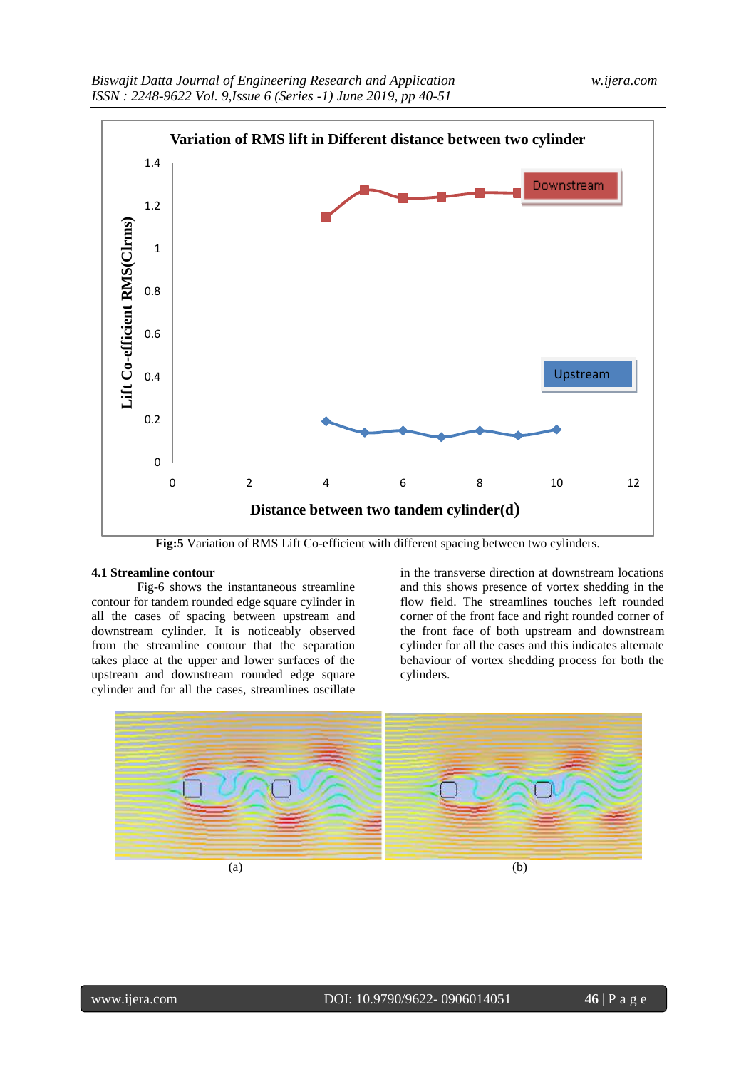Fig:5 Variation of RMS Lift Co-efficient with different spacing between two cylinders.

### 4.1 Streamline contour

Fig-6 shows the instantaneous streamline contour for tandem rounded edge square cylinder in all the cases of spacing between upstream and downstream cylinder. It is noticeably observed from the streamline contour that the separation takes place at the upper and lower surfaces of the upstream and downstream rounded edge square cylinder and for all the cases, streamlines oscillate in the transverse direction at downstream locations and this shows presence of vortex shedding in the flow field. The streamlines touches left rounded corner of the front face and right rounded corner of the front face of both upstream and downstream cylinder for all the cases and this indicates alternate behaviour of vortex shedding process for both the cylinders.

(a) (b)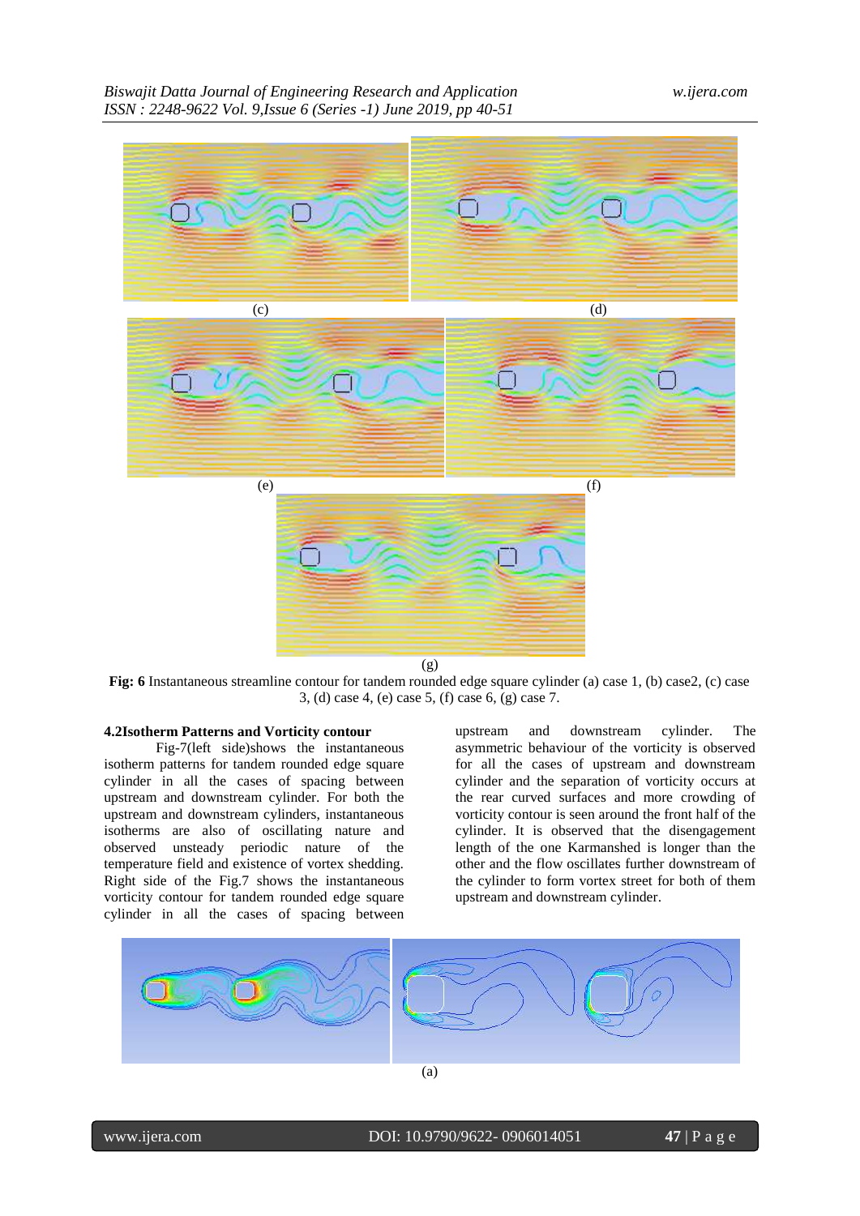(c)

(d)

(e)

(f)

(g)

**Fig: 6** Instantaneous streamline contour for tandem rounded edge square cylinder (a) case 1, (b) case2, (c) case 3, (d) case 4, (e) case 5, (f) case 6, (g) case 7.

### 4.2Isotherm Patterns and Vorticity contour

Fig-7(left side)shows the instantaneous isotherm patterns for tandem rounded edge square cylinder in all the cases of spacing between upstream and downstream cylinder. For both the upstream and downstream cylinders, instantaneous isotherms are also of oscillating nature and observed unsteady periodic nature of the temperature field and existence of vortex shedding. Right side of the Fig.7 shows the instantaneous vorticity contour for tandem rounded edge square cylinder in all the cases of spacing between upstream and downstream cylinder. The asymmetric behaviour of the vorticity is observed for all the cases of upstream and downstream cylinder and the separation of vorticity occurs at the rear curved surfaces and more crowding of vorticity contour is seen around the front half of the cylinder. It is observed that the disengagement length of the one Karmanshed is longer than the other and the flow oscillates further downstream of the cylinder to form vortex street for both of them upstream and downstream cylinder.

(a)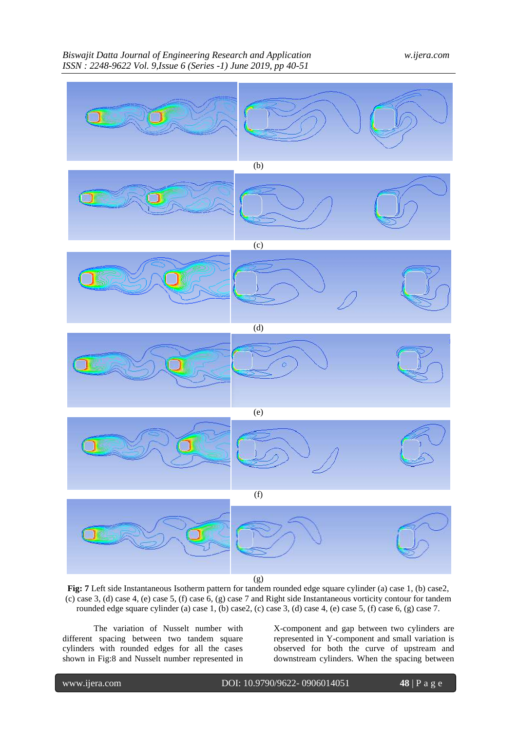(b)

(c)

(d)

(e)

(f)

(g)

**Fig: 7** Left side Instantaneous Isotherm pattern for tandem rounded edge square cylinder (a) case 1, (b) case2, (c) case 3, (d) case 4, (e) case 5, (f) case 6, (g) case 7 and Right side Instantaneous vorticity contour for tandem rounded edge square cylinder (a) case 1, (b) case2, (c) case 3, (d) case 4, (e) case 5, (f) case 6, (g) case 7.

The variation of Nusselt number with different spacing between two tandem square cylinders with rounded edges for all the cases shown in Fig:8 and Nusselt number represented in X-component and gap between two cylinders are represented in Y-component and small variation is observed for both the curve of upstream and downstream cylinders. When the spacing between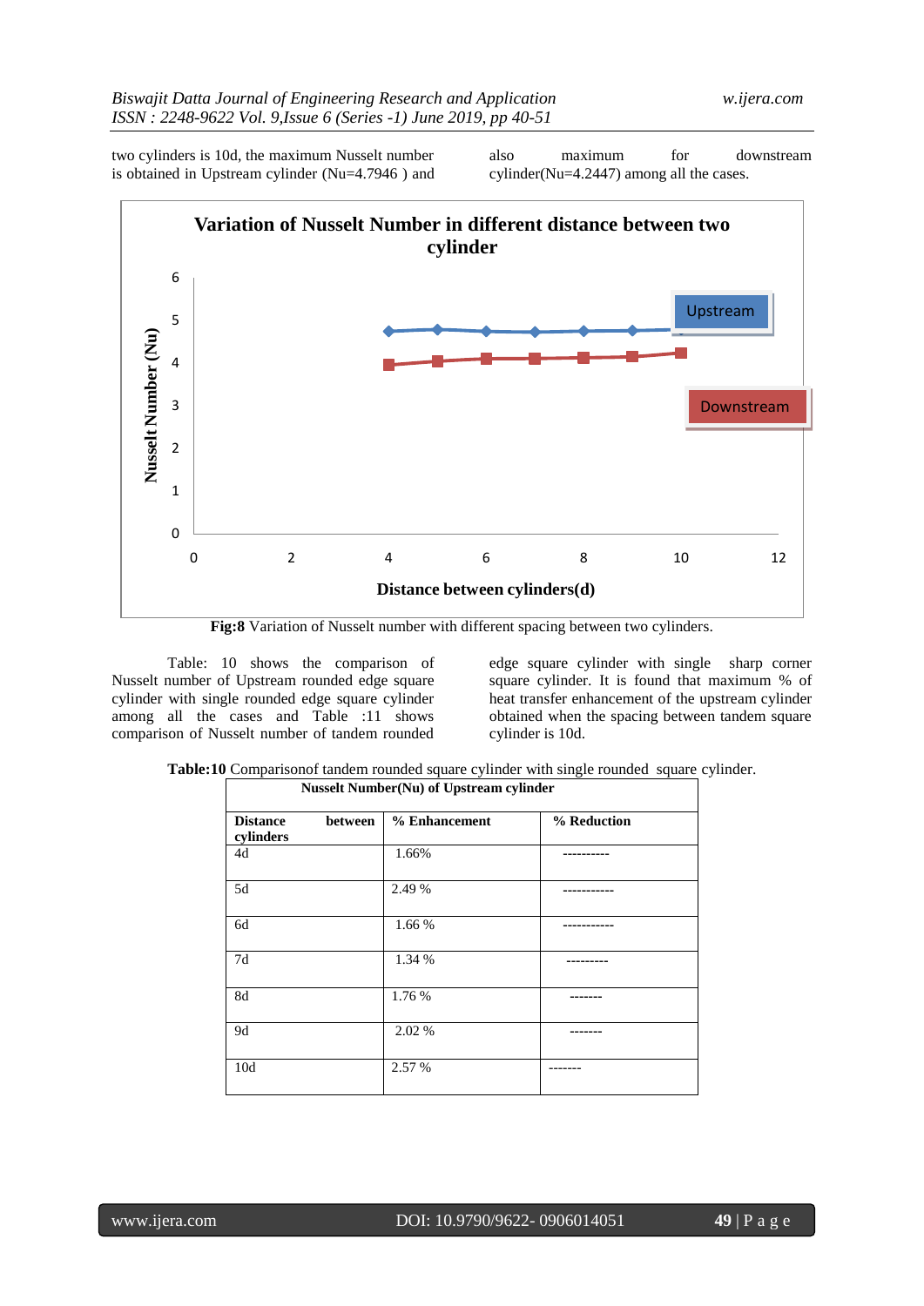two cylinders is 10d, the maximum Nusselt number is obtained in Upstream cylinder (Nu=4.7946 ) and also maximum for downstream cylinder(Nu=4.2447) among all the cases.

**Fig:8** Variation of Nusselt number with different spacing between two cylinders.

Table: 10 shows the comparison of Nusselt number of Upstream rounded edge square cylinder with single rounded edge square cylinder among all the cases and Table :11 shows comparison of Nusselt number of tandem rounded edge square cylinder with single sharp corner square cylinder. It is found that maximum % of heat transfer enhancement of the upstream cylinder obtained when the spacing between tandem square cylinder is 10d.

**Table:10** Comparisonof tandem rounded square cylinder with single rounded square cylinder.

| **Nusselt Number(Nu) of Upstream cylinder** | | |
|---|---|---|
| **Distance between cylinders** | **% Enhancement** | **% Reduction** |
| 4d | 1.66% | ---------- |
| 5d | 2.49 % | ----------- |
| 6d | 1.66 % | ----------- |
| 7d | 1.34 % | --------- |
| 8d | 1.76 % | ------- |
| 9d | 2.02 % | ------- |
| 10d | 2.57 % | ------- |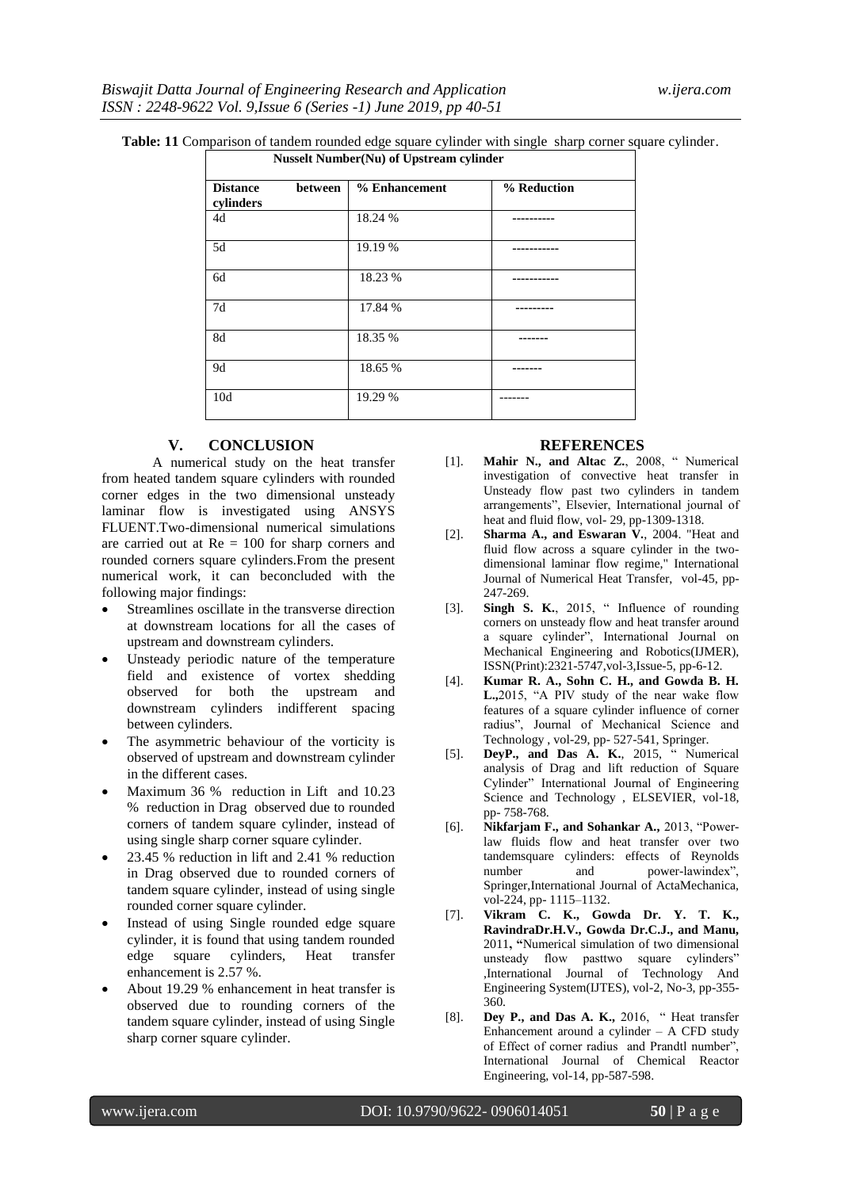**Table: 11** Comparison of tandem rounded edge square cylinder with single sharp corner square cylinder.

| Nusselt Number(Nu) of Upstream cylinder | | |
|---|---|---|
| **Distance between cylinders** | **% Enhancement** | **% Reduction** |
| 4d | 18.24 % | ---------- |
| 5d | 19.19 % | ----------- |
| 6d | 18.23 % | ----------- |
| 7d | 17.84 % | --------- |
| 8d | 18.35 % | ------- |
| 9d | 18.65 % | ------- |
| 10d | 19.29 % | ------- |

## V. CONCLUSION

A numerical study on the heat transfer from heated tandem square cylinders with rounded corner edges in the two dimensional unsteady laminar flow is investigated using ANSYS FLUENT.Two-dimensional numerical simulations are carried out at Re = 100 for sharp corners and rounded corners square cylinders.From the present numerical work, it can beconcluded with the following major findings:

- Streamlines oscillate in the transverse direction at downstream locations for all the cases of upstream and downstream cylinders.
- Unsteady periodic nature of the temperature field and existence of vortex shedding observed for both the upstream and downstream cylinders indifferent spacing between cylinders.
- The asymmetric behaviour of the vorticity is observed of upstream and downstream cylinder in the different cases.
- Maximum 36 % reduction in Lift and 10.23 % reduction in Drag observed due to rounded corners of tandem square cylinder, instead of using single sharp corner square cylinder.
- 23.45 % reduction in lift and 2.41 % reduction in Drag observed due to rounded corners of tandem square cylinder, instead of using single rounded corner square cylinder.
- Instead of using Single rounded edge square cylinder, it is found that using tandem rounded edge square cylinders, Heat transfer enhancement is 2.57 %.
- About 19.29 % enhancement in heat transfer is observed due to rounding corners of the tandem square cylinder, instead of using Single sharp corner square cylinder.

## REFERENCES

[1]. **Mahir N., and Altac Z.**, 2008, " Numerical investigation of convective heat transfer in Unsteady flow past two cylinders in tandem arrangements", Elsevier, International journal of heat and fluid flow, vol- 29, pp-1309-1318.

[2]. **Sharma A., and Eswaran V.**, 2004. "Heat and fluid flow across a square cylinder in the two-dimensional laminar flow regime," International Journal of Numerical Heat Transfer, vol-45, pp-247-269.

[3]. **Singh S. K.**, 2015, " Influence of rounding corners on unsteady flow and heat transfer around a square cylinder", International Journal on Mechanical Engineering and Robotics(IJMER), ISSN(Print):2321-5747,vol-3,Issue-5, pp-6-12.

[4]. **Kumar R. A., Sohn C. H., and Gowda B. H. L.,**2015, "A PIV study of the near wake flow features of a square cylinder influence of corner radius", Journal of Mechanical Science and Technology , vol-29, pp- 527-541, Springer.

[5]. **DeyP., and Das A. K.**, 2015, " Numerical analysis of Drag and lift reduction of Square Cylinder" International Journal of Engineering Science and Technology , ELSEVIER, vol-18, pp- 758-768.

[6]. **Nikfarjam F., and Sohankar A.,** 2013, "Power-law fluids flow and heat transfer over two tandemsquare cylinders: effects of Reynolds number and power-lawindex", Springer,International Journal of ActaMechanica, vol-224, pp- 1115–1132.

[7]. **Vikram C. K., Gowda Dr. Y. T. K., RavindraDr.H.V., Gowda Dr.C.J., and Manu,** 2011**, "**Numerical simulation of two dimensional unsteady flow pasttwo square cylinders" ,International Journal of Technology And Engineering System(IJTES), vol-2, No-3, pp-355-360.

[8]. **Dey P., and Das A. K.,** 2016, " Heat transfer Enhancement around a cylinder – A CFD study of Effect of corner radius and Prandtl number", International Journal of Chemical Reactor Engineering, vol-14, pp-587-598.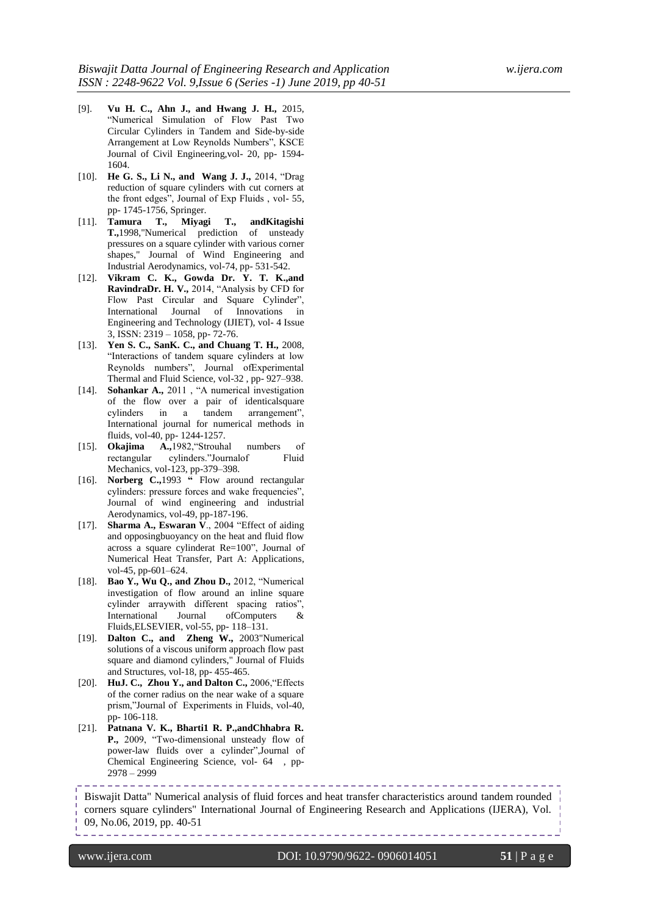[9]. **Vu H. C., Ahn J., and Hwang J. H.,** 2015, "Numerical Simulation of Flow Past Two Circular Cylinders in Tandem and Side-by-side Arrangement at Low Reynolds Numbers", KSCE Journal of Civil Engineering,vol- 20, pp- 1594-1604.

[10]. **He G. S., Li N., and Wang J. J.,** 2014, "Drag reduction of square cylinders with cut corners at the front edges", Journal of Exp Fluids , vol- 55, pp- 1745-1756, Springer.

[11]. **Tamura T., Miyagi T., andKitagishi T.,**1998,"Numerical prediction of unsteady pressures on a square cylinder with various corner shapes," Journal of Wind Engineering and Industrial Aerodynamics, vol-74, pp- 531-542.

[12]. **Vikram C. K., Gowda Dr. Y. T. K.,and RavindraDr. H. V.,** 2014, "Analysis by CFD for Flow Past Circular and Square Cylinder", International Journal of Innovations in Engineering and Technology (IJIET), vol- 4 Issue 3, ISSN: 2319 – 1058, pp- 72-76.

[13]. **Yen S. C., SanK. C., and Chuang T. H.,** 2008, "Interactions of tandem square cylinders at low Reynolds numbers", Journal ofExperimental Thermal and Fluid Science, vol-32 , pp- 927–938.

[14]. **Sohankar A.,** 2011 , "A numerical investigation of the flow over a pair of identicalsquare cylinders in a tandem arrangement", International journal for numerical methods in fluids, vol-40, pp- 1244-1257.

[15]. **Okajima A.,**1982,"Strouhal numbers of rectangular cylinders."Journalof Fluid Mechanics, vol-123, pp-379–398.

[16]. **Norberg C.,**1993 **"** Flow around rectangular cylinders: pressure forces and wake frequencies", Journal of wind engineering and industrial Aerodynamics, vol-49, pp-187-196.

[17]. **Sharma A., Eswaran V**., 2004 "Effect of aiding and opposingbuoyancy on the heat and fluid flow across a square cylinderat Re=100", Journal of Numerical Heat Transfer, Part A: Applications, vol-45, pp-601–624.

[18]. **Bao Y., Wu Q., and Zhou D.,** 2012, "Numerical investigation of flow around an inline square cylinder arraywith different spacing ratios", International Journal ofComputers & Fluids,ELSEVIER, vol-55, pp- 118–131.

[19]. **Dalton C., and Zheng W.,** 2003"Numerical solutions of a viscous uniform approach flow past square and diamond cylinders," Journal of Fluids and Structures, vol-18, pp- 455-465.

[20]. **HuJ. C., Zhou Y., and Dalton C.,** 2006,"Effects of the corner radius on the near wake of a square prism,"Journal of Experiments in Fluids, vol-40, pp- 106-118.

[21]. **Patnana V. K., Bharti1 R. P.,andChhabra R. P.,** 2009, "Two-dimensional unsteady flow of power-law fluids over a cylinder",Journal of Chemical Engineering Science, vol- 64 , pp- 2978 – 2999

Biswajit Datta" Numerical analysis of fluid forces and heat transfer characteristics around tandem rounded corners square cylinders" International Journal of Engineering Research and Applications (IJERA), Vol. 09, No.06, 2019, pp. 40-51